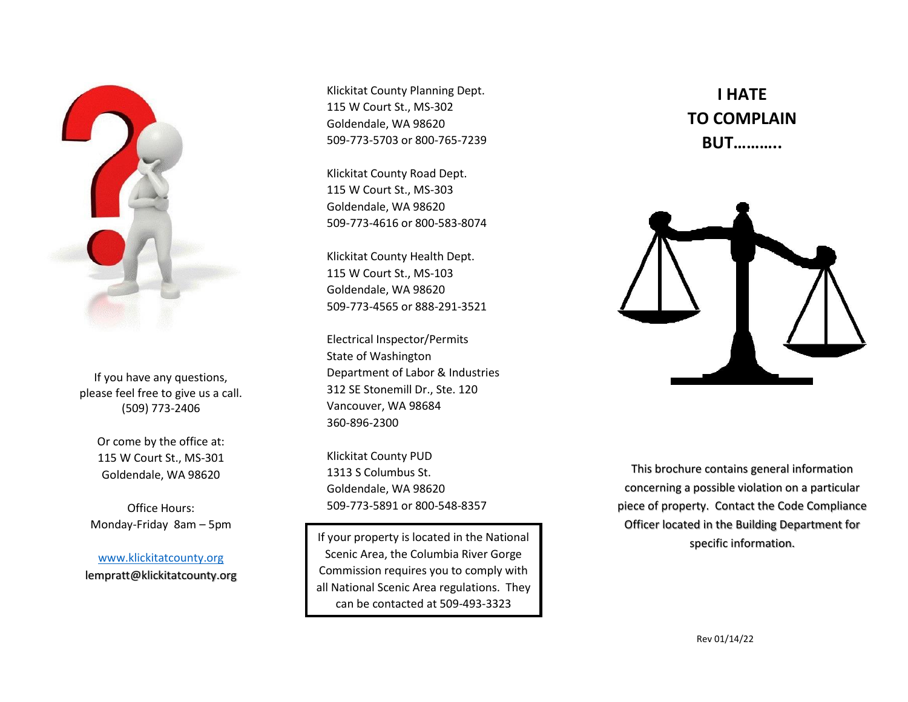If you have any questions, please feel free to give us a call.
(509) 773-2406

Or come by the office at:
115 W Court St., MS-301
Goldendale, WA 98620

Office Hours:
Monday-Friday 8am – 5pm

www.klickitatcounty.org
lempratt@klickitatcounty.org

Klickitat County Planning Dept.
115 W Court St., MS-302
Goldendale, WA 98620
509-773-5703 or 800-765-7239

Klickitat County Road Dept.
115 W Court St., MS-303
Goldendale, WA 98620
509-773-4616 or 800-583-8074

Klickitat County Health Dept.
115 W Court St., MS-103
Goldendale, WA 98620
509-773-4565 or 888-291-3521

Electrical Inspector/Permits
State of Washington
Department of Labor & Industries
312 SE Stonemill Dr., Ste. 120
Vancouver, WA 98684
360-896-2300

Klickitat County PUD
1313 S Columbus St.
Goldendale, WA 98620
509-773-5891 or 800-548-8357

> If your property is located in the National Scenic Area, the Columbia River Gorge Commission requires you to comply with all National Scenic Area regulations. They can be contacted at 509-493-3323

# I HATE TO COMPLAIN BUT………..

This brochure contains general information concerning a possible violation on a particular piece of property. Contact the Code Compliance Officer located in the Building Department for specific information.

Rev 01/14/22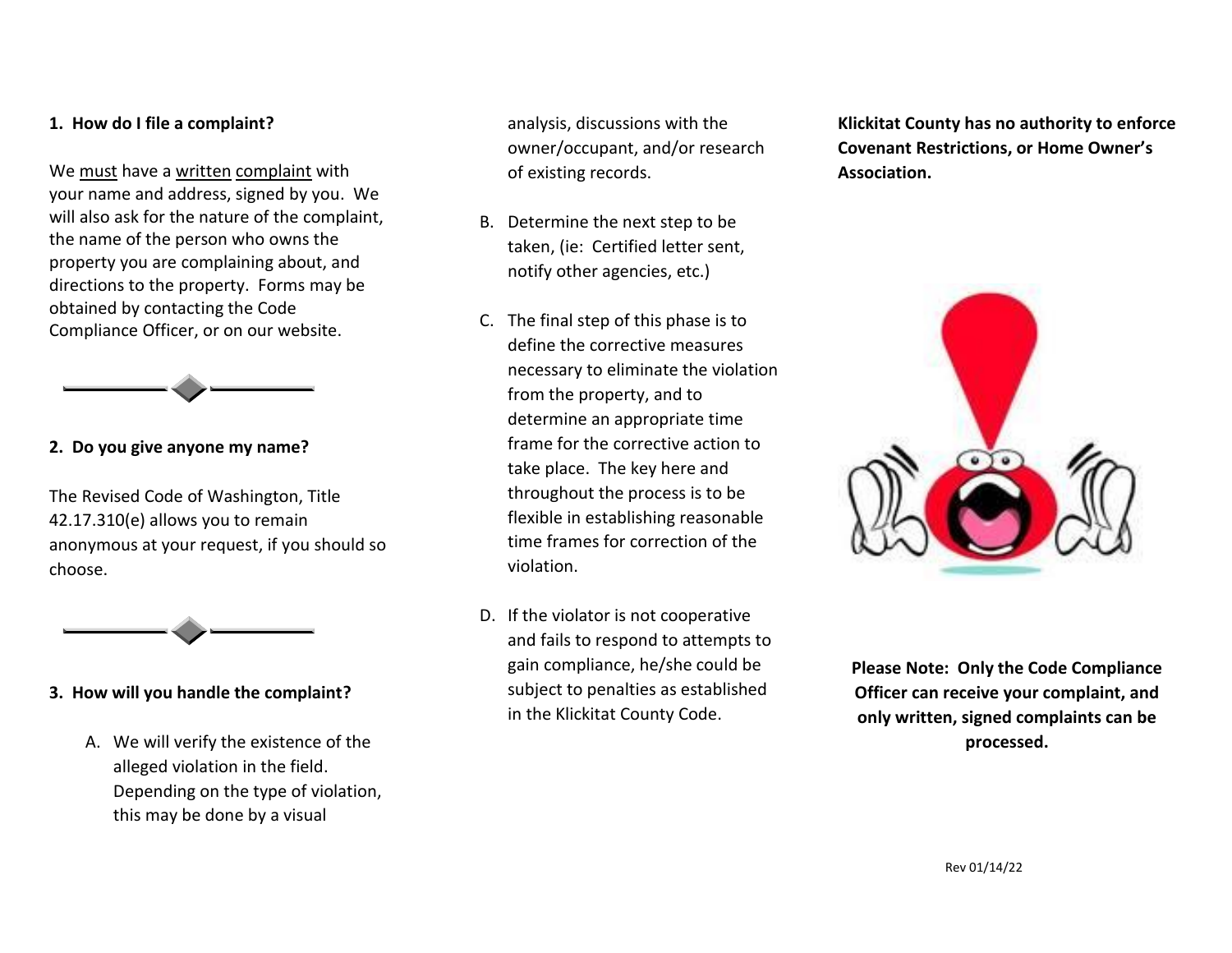**1. How do I file a complaint?**

We must have a written complaint with your name and address, signed by you. We will also ask for the nature of the complaint, the name of the person who owns the property you are complaining about, and directions to the property. Forms may be obtained by contacting the Code Compliance Officer, or on our website.

**2. Do you give anyone my name?**

The Revised Code of Washington, Title 42.17.310(e) allows you to remain anonymous at your request, if you should so choose.

**3. How will you handle the complaint?**

A. We will verify the existence of the alleged violation in the field. Depending on the type of violation, this may be done by a visual analysis, discussions with the owner/occupant, and/or research of existing records.

B. Determine the next step to be taken, (ie: Certified letter sent, notify other agencies, etc.)

C. The final step of this phase is to define the corrective measures necessary to eliminate the violation from the property, and to determine an appropriate time frame for the corrective action to take place. The key here and throughout the process is to be flexible in establishing reasonable time frames for correction of the violation.

D. If the violator is not cooperative and fails to respond to attempts to gain compliance, he/she could be subject to penalties as established in the Klickitat County Code.

**Klickitat County has no authority to enforce Covenant Restrictions, or Home Owner's Association.**

**Please Note: Only the Code Compliance Officer can receive your complaint, and only written, signed complaints can be processed.**

Rev 01/14/22